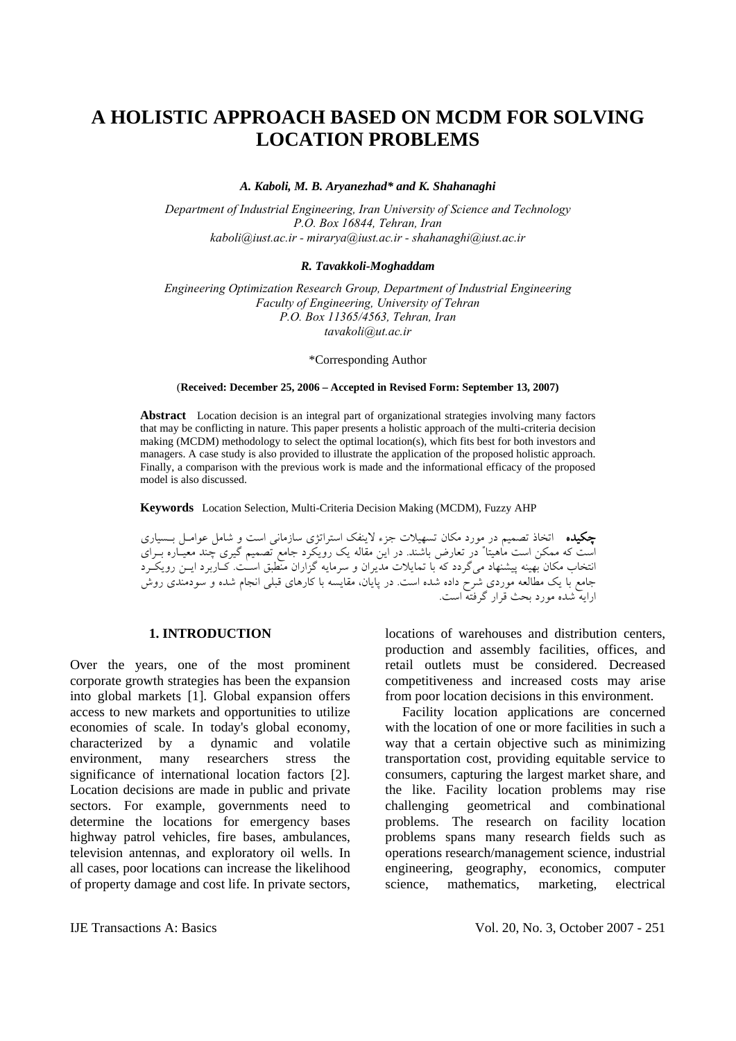# A HOLISTIC APPROACH BASED ON MCDM FOR SOLVING LOCATION PROBLEMS

***A. Kaboli, M. B. Aryanezhad\* and K. Shahanaghi***

*Department of Industrial Engineering, Iran University of Science and Technology*
*P.O. Box 16844, Tehran, Iran*
*kaboli@iust.ac.ir - mirarya@iust.ac.ir - shahanaghi@iust.ac.ir*

***R. Tavakkoli-Moghaddam***

*Engineering Optimization Research Group, Department of Industrial Engineering*
*Faculty of Engineering, University of Tehran*
*P.O. Box 11365/4563, Tehran, Iran*
*tavakoli@ut.ac.ir*

\*Corresponding Author

(**Received: December 25, 2006 – Accepted in Revised Form: September 13, 2007)**

**Abstract** Location decision is an integral part of organizational strategies involving many factors that may be conflicting in nature. This paper presents a holistic approach of the multi-criteria decision making (MCDM) methodology to select the optimal location(s), which fits best for both investors and managers. A case study is also provided to illustrate the application of the proposed holistic approach. Finally, a comparison with the previous work is made and the informational efficacy of the proposed model is also discussed.

**Keywords** Location Selection, Multi-Criteria Decision Making (MCDM), Fuzzy AHP

**چکیده** اتخاذ تصمیم در مورد مکان تسهیلات جزء لاینفک استراتژی سازمانی است و شامل عوامل بسیاری است که ممکن است ماهیتا" در تعارض باشند. در این مقاله یک رویکرد جامع تصمیم گیری چند معیاره برای انتخاب مکان بهینه پیشنهاد می‌گردد که با تمایلات مدیران و سرمایه گزاران منطبق است. کاربرد این رویکرد جامع با یک مطالعه موردی شرح داده شده است. در پایان، مقایسه با کارهای قبلی انجام شده و سودمندی روش ارایه شده مورد بحث قرار گرفته است.

## 1. INTRODUCTION

Over the years, one of the most prominent corporate growth strategies has been the expansion into global markets [1]. Global expansion offers access to new markets and opportunities to utilize economies of scale. In today's global economy, characterized by a dynamic and volatile environment, many researchers stress the significance of international location factors [2]. Location decisions are made in public and private sectors. For example, governments need to determine the locations for emergency bases highway patrol vehicles, fire bases, ambulances, television antennas, and exploratory oil wells. In all cases, poor locations can increase the likelihood of property damage and cost life. In private sectors, locations of warehouses and distribution centers, production and assembly facilities, offices, and retail outlets must be considered. Decreased competitiveness and increased costs may arise from poor location decisions in this environment.

Facility location applications are concerned with the location of one or more facilities in such a way that a certain objective such as minimizing transportation cost, providing equitable service to consumers, capturing the largest market share, and the like. Facility location problems may rise challenging geometrical and combinational problems. The research on facility location problems spans many research fields such as operations research/management science, industrial engineering, geography, economics, computer science, mathematics, marketing, electrical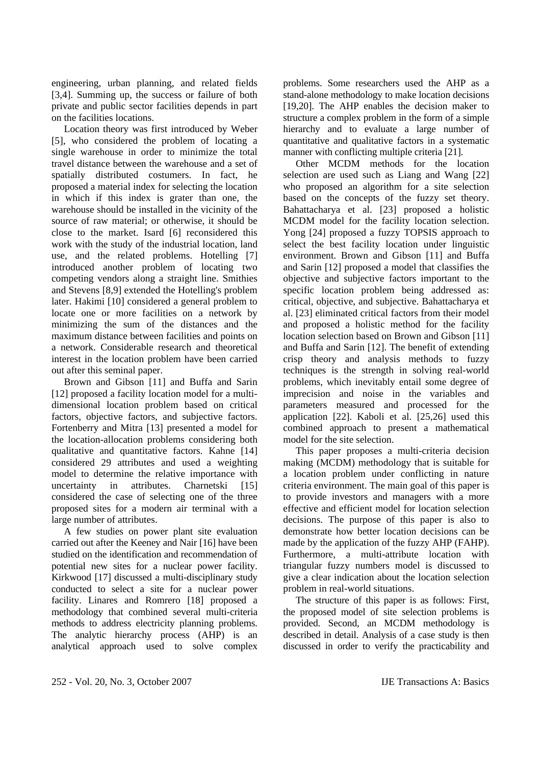engineering, urban planning, and related fields [3,4]. Summing up, the success or failure of both private and public sector facilities depends in part on the facilities locations.

Location theory was first introduced by Weber [5], who considered the problem of locating a single warehouse in order to minimize the total travel distance between the warehouse and a set of spatially distributed costumers. In fact, he proposed a material index for selecting the location in which if this index is grater than one, the warehouse should be installed in the vicinity of the source of raw material; or otherwise, it should be close to the market. Isard [6] reconsidered this work with the study of the industrial location, land use, and the related problems. Hotelling [7] introduced another problem of locating two competing vendors along a straight line. Smithies and Stevens [8,9] extended the Hotelling's problem later. Hakimi [10] considered a general problem to locate one or more facilities on a network by minimizing the sum of the distances and the maximum distance between facilities and points on a network. Considerable research and theoretical interest in the location problem have been carried out after this seminal paper.

Brown and Gibson [11] and Buffa and Sarin [12] proposed a facility location model for a multi-dimensional location problem based on critical factors, objective factors, and subjective factors. Fortenberry and Mitra [13] presented a model for the location-allocation problems considering both qualitative and quantitative factors. Kahne [14] considered 29 attributes and used a weighting model to determine the relative importance with uncertainty in attributes. Charnetski [15] considered the case of selecting one of the three proposed sites for a modern air terminal with a large number of attributes.

A few studies on power plant site evaluation carried out after the Keeney and Nair [16] have been studied on the identification and recommendation of potential new sites for a nuclear power facility. Kirkwood [17] discussed a multi-disciplinary study conducted to select a site for a nuclear power facility. Linares and Romrero [18] proposed a methodology that combined several multi-criteria methods to address electricity planning problems. The analytic hierarchy process (AHP) is an analytical approach used to solve complex problems. Some researchers used the AHP as a stand-alone methodology to make location decisions [19,20]. The AHP enables the decision maker to structure a complex problem in the form of a simple hierarchy and to evaluate a large number of quantitative and qualitative factors in a systematic manner with conflicting multiple criteria [21].

Other MCDM methods for the location selection are used such as Liang and Wang [22] who proposed an algorithm for a site selection based on the concepts of the fuzzy set theory. Bahattacharya et al. [23] proposed a holistic MCDM model for the facility location selection. Yong [24] proposed a fuzzy TOPSIS approach to select the best facility location under linguistic environment. Brown and Gibson [11] and Buffa and Sarin [12] proposed a model that classifies the objective and subjective factors important to the specific location problem being addressed as: critical, objective, and subjective. Bahattacharya et al. [23] eliminated critical factors from their model and proposed a holistic method for the facility location selection based on Brown and Gibson [11] and Buffa and Sarin [12]. The benefit of extending crisp theory and analysis methods to fuzzy techniques is the strength in solving real-world problems, which inevitably entail some degree of imprecision and noise in the variables and parameters measured and processed for the application [22]. Kaboli et al. [25,26] used this combined approach to present a mathematical model for the site selection.

This paper proposes a multi-criteria decision making (MCDM) methodology that is suitable for a location problem under conflicting in nature criteria environment. The main goal of this paper is to provide investors and managers with a more effective and efficient model for location selection decisions. The purpose of this paper is also to demonstrate how better location decisions can be made by the application of the fuzzy AHP (FAHP). Furthermore, a multi-attribute location with triangular fuzzy numbers model is discussed to give a clear indication about the location selection problem in real-world situations.

The structure of this paper is as follows: First, the proposed model of site selection problems is provided. Second, an MCDM methodology is described in detail. Analysis of a case study is then discussed in order to verify the practicability and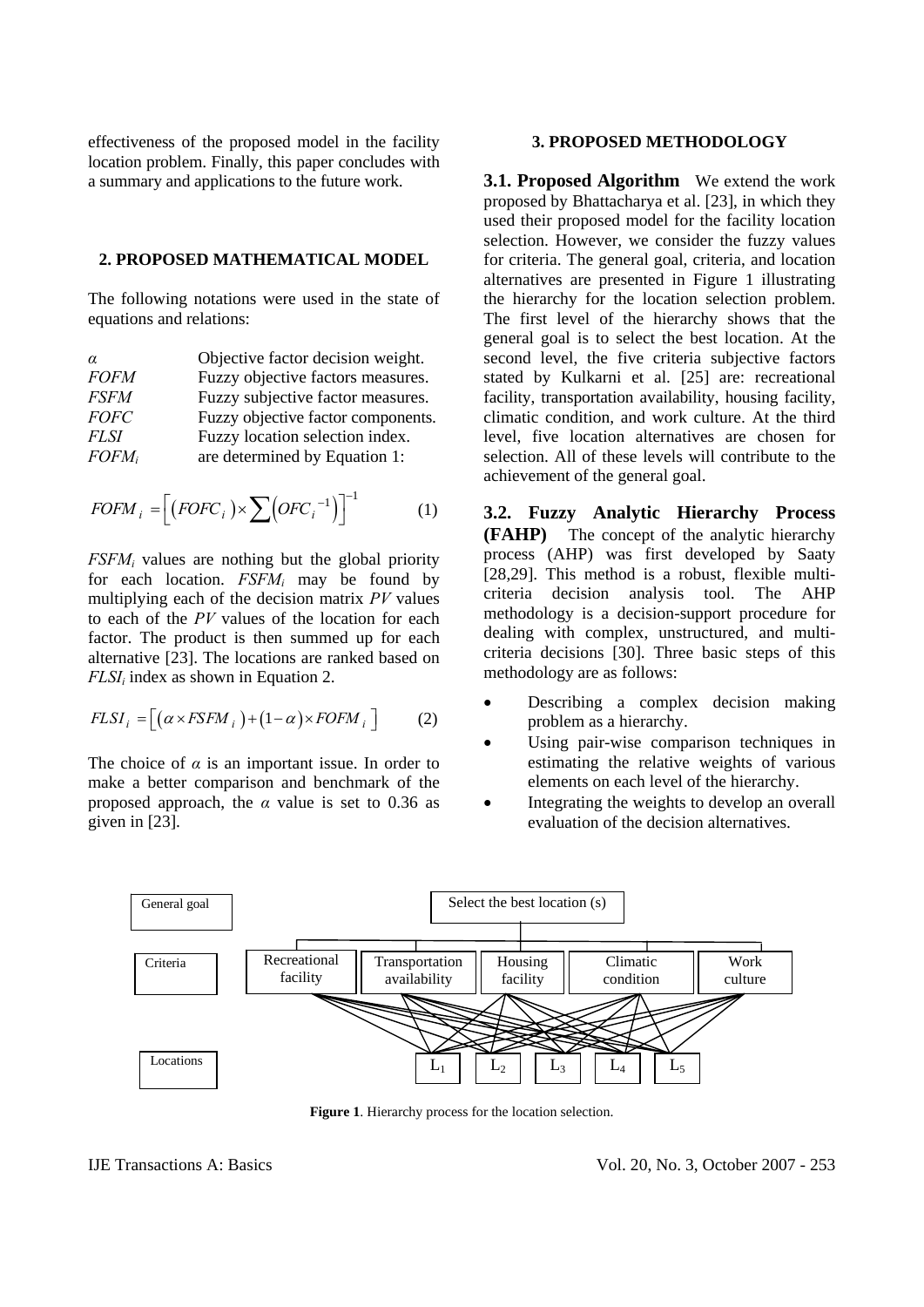effectiveness of the proposed model in the facility location problem. Finally, this paper concludes with a summary and applications to the future work.

## 2. PROPOSED MATHEMATICAL MODEL

The following notations were used in the state of equations and relations:

| | |
|---|---|
| $\alpha$ | Objective factor decision weight. |
| *FOFM* | Fuzzy objective factors measures. |
| *FSFM* | Fuzzy subjective factor measures. |
| *FOFC* | Fuzzy objective factor components. |
| *FLSI* | Fuzzy location selection index. |
| $FOFM_i$ | are determined by Equation 1: |

$$FOFM_i = \left[ \left( FOFC_i \right) \times \sum \left( OFC_i^{-1} \right) \right]^{-1} \qquad (1)$$

$FSFM_i$ values are nothing but the global priority for each location. $FSFM_i$ may be found by multiplying each of the decision matrix *PV* values to each of the *PV* values of the location for each factor. The product is then summed up for each alternative [23]. The locations are ranked based on $FLSI_i$ index as shown in Equation 2.

$$FLSI_i = \left[ \left( \alpha \times FSFM_i \right) + \left( 1 - \alpha \right) \times FOFM_i \right] \qquad (2)$$

The choice of $\alpha$ is an important issue. In order to make a better comparison and benchmark of the proposed approach, the $\alpha$ value is set to 0.36 as given in [23].

## 3. PROPOSED METHODOLOGY

**3.1. Proposed Algorithm** We extend the work proposed by Bhattacharya et al. [23], in which they used their proposed model for the facility location selection. However, we consider the fuzzy values for criteria. The general goal, criteria, and location alternatives are presented in Figure 1 illustrating the hierarchy for the location selection problem. The first level of the hierarchy shows that the general goal is to select the best location. At the second level, the five criteria subjective factors stated by Kulkarni et al. [25] are: recreational facility, transportation availability, housing facility, climatic condition, and work culture. At the third level, five location alternatives are chosen for selection. All of these levels will contribute to the achievement of the general goal.

**3.2. Fuzzy Analytic Hierarchy Process (FAHP)** The concept of the analytic hierarchy process (AHP) was first developed by Saaty [28,29]. This method is a robust, flexible multi-criteria decision analysis tool. The AHP methodology is a decision-support procedure for dealing with complex, unstructured, and multi-criteria decisions [30]. Three basic steps of this methodology are as follows:

- Describing a complex decision making problem as a hierarchy.
- Using pair-wise comparison techniques in estimating the relative weights of various elements on each level of the hierarchy.
- Integrating the weights to develop an overall evaluation of the decision alternatives.

General goal: Select the best location (s)

Criteria: Recreational facility | Transportation availability | Housing facility | Climatic condition | Work culture

Locations: $L_1$ | $L_2$ | $L_3$ | $L_4$ | $L_5$

**Figure 1**. Hierarchy process for the location selection.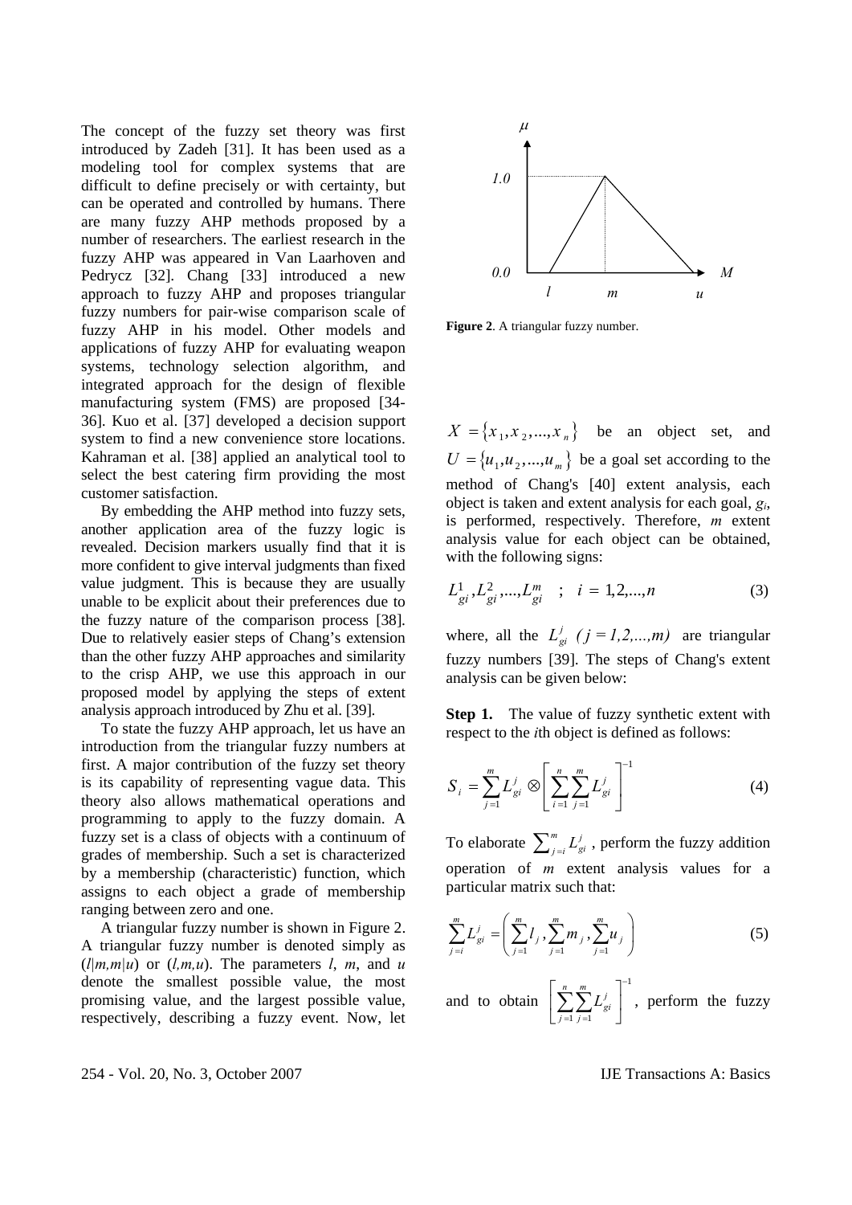The concept of the fuzzy set theory was first introduced by Zadeh [31]. It has been used as a modeling tool for complex systems that are difficult to define precisely or with certainty, but can be operated and controlled by humans. There are many fuzzy AHP methods proposed by a number of researchers. The earliest research in the fuzzy AHP was appeared in Van Laarhoven and Pedrycz [32]. Chang [33] introduced a new approach to fuzzy AHP and proposes triangular fuzzy numbers for pair-wise comparison scale of fuzzy AHP in his model. Other models and applications of fuzzy AHP for evaluating weapon systems, technology selection algorithm, and integrated approach for the design of flexible manufacturing system (FMS) are proposed [34-36]. Kuo et al. [37] developed a decision support system to find a new convenience store locations. Kahraman et al. [38] applied an analytical tool to select the best catering firm providing the most customer satisfaction.

By embedding the AHP method into fuzzy sets, another application area of the fuzzy logic is revealed. Decision markers usually find that it is more confident to give interval judgments than fixed value judgment. This is because they are usually unable to be explicit about their preferences due to the fuzzy nature of the comparison process [38]. Due to relatively easier steps of Chang's extension than the other fuzzy AHP approaches and similarity to the crisp AHP, we use this approach in our proposed model by applying the steps of extent analysis approach introduced by Zhu et al. [39].

To state the fuzzy AHP approach, let us have an introduction from the triangular fuzzy numbers at first. A major contribution of the fuzzy set theory is its capability of representing vague data. This theory also allows mathematical operations and programming to apply to the fuzzy domain. A fuzzy set is a class of objects with a continuum of grades of membership. Such a set is characterized by a membership (characteristic) function, which assigns to each object a grade of membership ranging between zero and one.

A triangular fuzzy number is shown in Figure 2. A triangular fuzzy number is denoted simply as $(l|m,m|u)$ or $(l,m,u)$. The parameters $l$, $m$, and $u$ denote the smallest possible value, the most promising value, and the largest possible value, respectively, describing a fuzzy event. Now, let

**Figure 2**. A triangular fuzzy number.

$X = \{x_1, x_2, ..., x_n\}$ be an object set, and $U = \{u_1, u_2, ..., u_m\}$ be a goal set according to the method of Chang's [40] extent analysis, each object is taken and extent analysis for each goal, $g_i$, is performed, respectively. Therefore, $m$ extent analysis value for each object can be obtained, with the following signs:

$$L_{gi}^1, L_{gi}^2, ..., L_{gi}^m \quad ; \quad i = 1,2,...,n \tag{3}$$

where, all the $L_{gi}^j$ $(j = 1,2,...,m)$ are triangular fuzzy numbers [39]. The steps of Chang's extent analysis can be given below:

**Step 1.** The value of fuzzy synthetic extent with respect to the $i$th object is defined as follows:

$$S_i = \sum_{j=1}^{m} L_{gi}^j \otimes \left[ \sum_{i=1}^{n} \sum_{j=1}^{m} L_{gi}^j \right]^{-1} \tag{4}$$

To elaborate $\sum_{j=i}^{m} L_{gi}^j$, perform the fuzzy addition operation of $m$ extent analysis values for a particular matrix such that:

$$\sum_{j=i}^{m} L_{gi}^j = \left( \sum_{j=1}^{m} l_j, \sum_{j=1}^{m} m_j, \sum_{j=1}^{m} u_j \right) \tag{5}$$

and to obtain $\left[ \sum_{j=1}^{n} \sum_{j=1}^{m} L_{gi}^j \right]^{-1}$, perform the fuzzy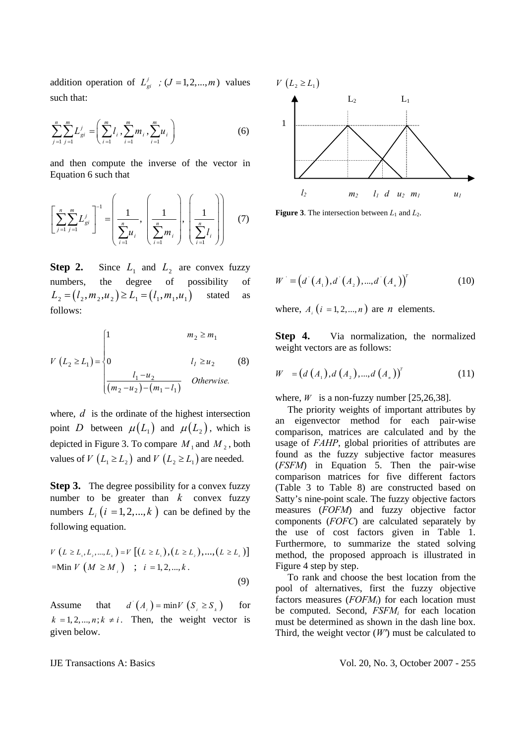addition operation of $L_{gi}^{j}$ ; $(J=1,2,...,m)$ values such that:

$$\sum_{j=1}^{n}\sum_{j=1}^{m} L_{gi}^{j} = \left(\sum_{i=1}^{m} l_i , \sum_{i=1}^{m} m_i , \sum_{i=1}^{m} u_i\right) \quad (6)$$

and then compute the inverse of the vector in Equation 6 such that

$$\left[\sum_{j=1}^{n}\sum_{j=1}^{m} L_{gi}^{j}\right]^{-1} = \left(\frac{1}{\sum_{i=1}^{n} u_i}, \left(\frac{1}{\sum_{i=1}^{n} m_i}\right), \left(\frac{1}{\sum_{i=1}^{n} l_i}\right)\right) \quad (7)$$

**Step 2.** Since $L_1$ and $L_2$ are convex fuzzy numbers, the degree of possibility of $L_2=(l_2,m_2,u_2) \geq L_1=(l_1,m_1,u_1)$ stated as follows:

$$V\left(L_2 \geq L_1\right) = \begin{cases} 1 & m_2 \geq m_1 \\ 0 & l_1 \geq u_2 \\ \dfrac{l_1-u_2}{\left(m_2-u_2\right)-\left(m_1-l_1\right)} & Otherwise. \end{cases} \quad (8)$$

where, $d$ is the ordinate of the highest intersection point $D$ between $\mu(L_1)$ and $\mu(L_2)$, which is depicted in Figure 3. To compare $M_1$ and $M_2$, both values of $V\left(L_1 \geq L_2\right)$ and $V\left(L_2 \geq L_1\right)$ are needed.

**Step 3.** The degree possibility for a convex fuzzy number to be greater than $k$ convex fuzzy numbers $L_i\left(i=1,2,...,k\right)$ can be defined by the following equation.

$$V\left(L \geq L_1, L_2, ..., L_k\right) = V\left[\left(L \geq L_1\right),\left(L \geq L_2\right),...,\left(L \geq L_k\right)\right]$$
$$= \text{Min } V\left(M \geq M_i\right) \quad ; \quad i=1,2,...,k. \quad (9)$$

Assume that $d'\left(A_i\right)=\min V\left(S_i \geq S_k\right)$ for $k=1,2,...,n; k \neq i$. Then, the weight vector is given below.

$V\left(L_2 \geq L_1\right)$

**Figure 3**. The intersection between $L_1$ and $L_2$.

$$W' = \left(d'\left(A_1\right), d'\left(A_2\right), ..., d'\left(A_n\right)\right)^T \quad (10)$$

where, $A_i\left(i=1,2,...,n\right)$ are $n$ elements.

**Step 4.** Via normalization, the normalized weight vectors are as follows:

$$W = \left(d\left(A_1\right), d\left(A_2\right), ..., d\left(A_n\right)\right)^T \quad (11)$$

where, $W$ is a non-fuzzy number [25,26,38].

The priority weights of important attributes by an eigenvector method for each pair-wise comparison, matrices are calculated and by the usage of *FAHP*, global priorities of attributes are found as the fuzzy subjective factor measures (*FSFM*) in Equation 5. Then the pair-wise comparison matrices for five different factors (Table 3 to Table 8) are constructed based on Satty's nine-point scale. The fuzzy objective factors measures (*FOFM*) and fuzzy objective factor components (*FOFC*) are calculated separately by the use of cost factors given in Table 1. Furthermore, to summarize the stated solving method, the proposed approach is illustrated in Figure 4 step by step.

To rank and choose the best location from the pool of alternatives, first the fuzzy objective factors measures ($FOFM_i$) for each location must be computed. Second, $FSFM_i$ for each location must be determined as shown in the dash line box. Third, the weight vector ($W'$) must be calculated to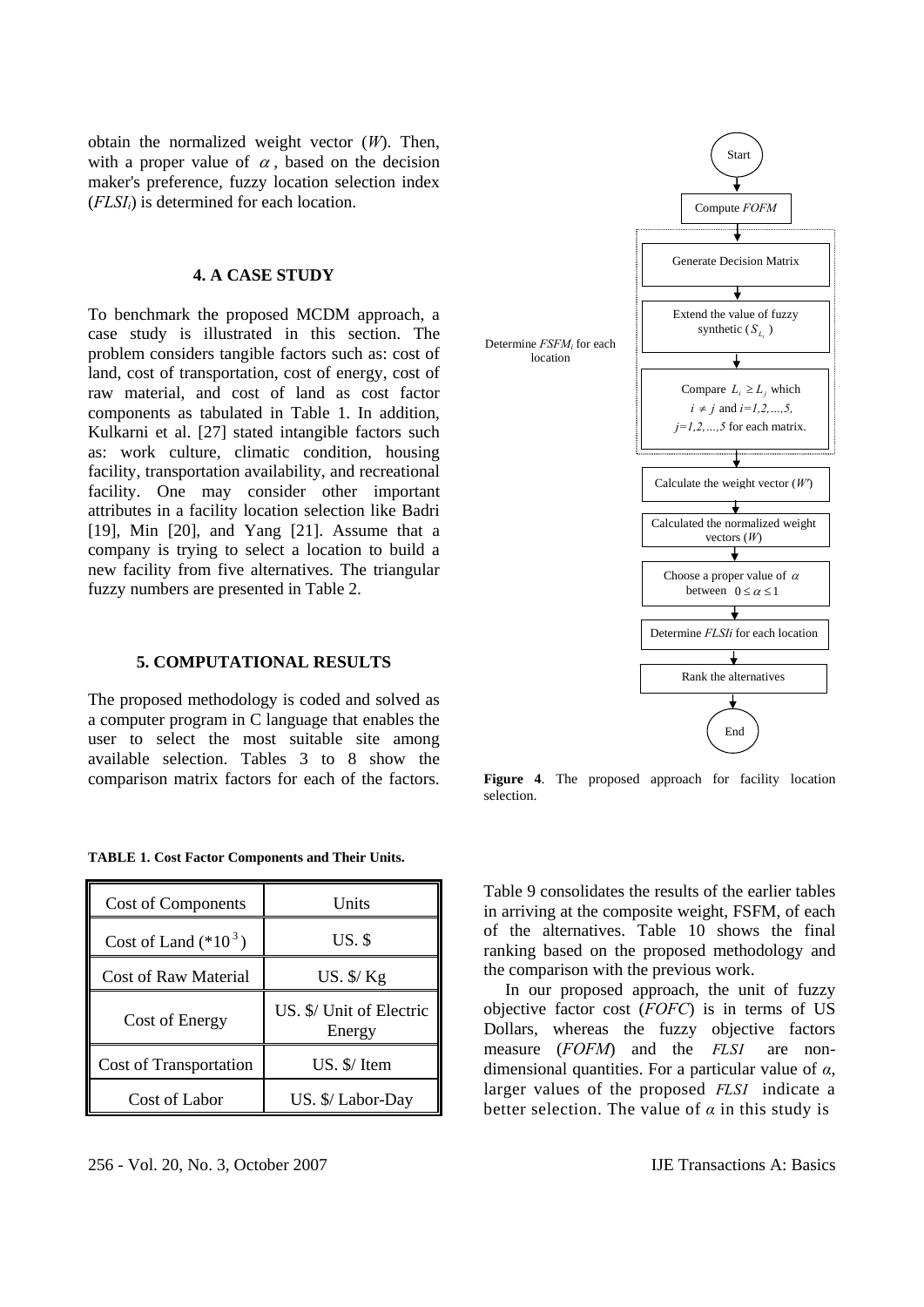obtain the normalized weight vector ($W$). Then, with a proper value of $\alpha$, based on the decision maker's preference, fuzzy location selection index ($FLSI_i$) is determined for each location.

## 4. A CASE STUDY

To benchmark the proposed MCDM approach, a case study is illustrated in this section. The problem considers tangible factors such as: cost of land, cost of transportation, cost of energy, cost of raw material, and cost of land as cost factor components as tabulated in Table 1. In addition, Kulkarni et al. [27] stated intangible factors such as: work culture, climatic condition, housing facility, transportation availability, and recreational facility. One may consider other important attributes in a facility location selection like Badri [19], Min [20], and Yang [21]. Assume that a company is trying to select a location to build a new facility from five alternatives. The triangular fuzzy numbers are presented in Table 2.

## 5. COMPUTATIONAL RESULTS

The proposed methodology is coded and solved as a computer program in C language that enables the user to select the most suitable site among available selection. Tables 3 to 8 show the comparison matrix factors for each of the factors.

Start → Compute *FOFM* → [Determine $FSFM_i$ for each location: Generate Decision Matrix → Extend the value of fuzzy synthetic ($S_{L_i}$) → Compare $L_i \geq L_j$ which $i \neq j$ and $i=1,2,\ldots,5$, $j=1,2,\ldots,5$ for each matrix.] → Calculate the weight vector ($W'$) → Calculated the normalized weight vectors ($W$) → Choose a proper value of $\alpha$ between $0 \leq \alpha \leq 1$ → Determine *FLSIi* for each location → Rank the alternatives → End

**Figure 4**. The proposed approach for facility location selection.

**TABLE 1. Cost Factor Components and Their Units.**

| Cost of Components | Units |
|---|---|
| Cost of Land ($*10^3$) | US. $ |
| Cost of Raw Material | US. $/ Kg |
| Cost of Energy | US. $/ Unit of Electric Energy |
| Cost of Transportation | US. $/ Item |
| Cost of Labor | US. $/ Labor-Day |

Table 9 consolidates the results of the earlier tables in arriving at the composite weight, FSFM, of each of the alternatives. Table 10 shows the final ranking based on the proposed methodology and the comparison with the previous work.

In our proposed approach, the unit of fuzzy objective factor cost (*FOFC*) is in terms of US Dollars, whereas the fuzzy objective factors measure (*FOFM*) and the *FLSI* are non-dimensional quantities. For a particular value of $\alpha$, larger values of the proposed *FLSI* indicate a better selection. The value of $\alpha$ in this study is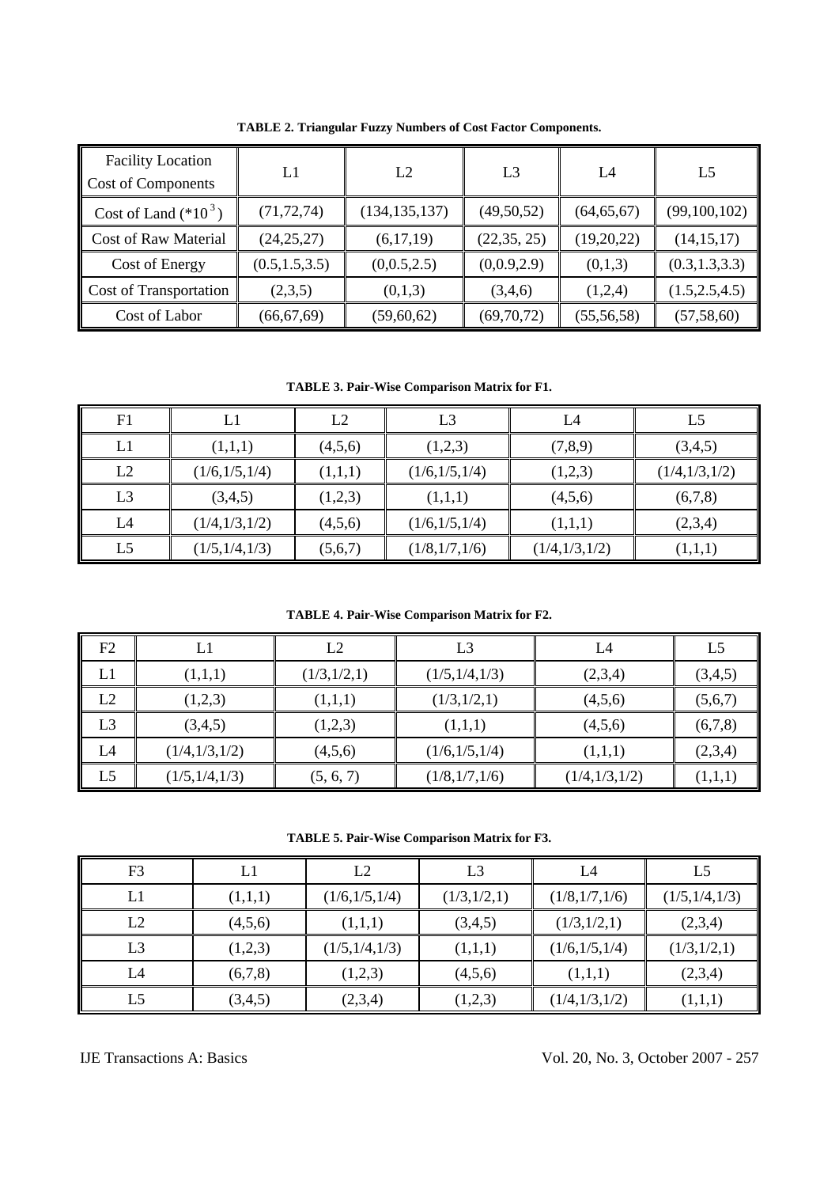**TABLE 2. Triangular Fuzzy Numbers of Cost Factor Components.**

| Facility Location Cost of Components | L1 | L2 | L3 | L4 | L5 |
|---|---|---|---|---|---|
| Cost of Land ($*10^3$) | (71,72,74) | (134,135,137) | (49,50,52) | (64,65,67) | (99,100,102) |
| Cost of Raw Material | (24,25,27) | (6,17,19) | (22,35, 25) | (19,20,22) | (14,15,17) |
| Cost of Energy | (0.5,1.5,3.5) | (0,0.5,2.5) | (0,0.9,2.9) | (0,1,3) | (0.3,1.3,3.3) |
| Cost of Transportation | (2,3,5) | (0,1,3) | (3,4,6) | (1,2,4) | (1.5,2.5,4.5) |
| Cost of Labor | (66,67,69) | (59,60,62) | (69,70,72) | (55,56,58) | (57,58,60) |

**TABLE 3. Pair-Wise Comparison Matrix for F1.**

| F1 | L1 | L2 | L3 | L4 | L5 |
|---|---|---|---|---|---|
| L1 | (1,1,1) | (4,5,6) | (1,2,3) | (7,8,9) | (3,4,5) |
| L2 | (1/6,1/5,1/4) | (1,1,1) | (1/6,1/5,1/4) | (1,2,3) | (1/4,1/3,1/2) |
| L3 | (3,4,5) | (1,2,3) | (1,1,1) | (4,5,6) | (6,7,8) |
| L4 | (1/4,1/3,1/2) | (4,5,6) | (1/6,1/5,1/4) | (1,1,1) | (2,3,4) |
| L5 | (1/5,1/4,1/3) | (5,6,7) | (1/8,1/7,1/6) | (1/4,1/3,1/2) | (1,1,1) |

**TABLE 4. Pair-Wise Comparison Matrix for F2.**

| F2 | L1 | L2 | L3 | L4 | L5 |
|---|---|---|---|---|---|
| L1 | (1,1,1) | (1/3,1/2,1) | (1/5,1/4,1/3) | (2,3,4) | (3,4,5) |
| L2 | (1,2,3) | (1,1,1) | (1/3,1/2,1) | (4,5,6) | (5,6,7) |
| L3 | (3,4,5) | (1,2,3) | (1,1,1) | (4,5,6) | (6,7,8) |
| L4 | (1/4,1/3,1/2) | (4,5,6) | (1/6,1/5,1/4) | (1,1,1) | (2,3,4) |
| L5 | (1/5,1/4,1/3) | (5, 6, 7) | (1/8,1/7,1/6) | (1/4,1/3,1/2) | (1,1,1) |

**TABLE 5. Pair-Wise Comparison Matrix for F3.**

| F3 | L1 | L2 | L3 | L4 | L5 |
|---|---|---|---|---|---|
| L1 | (1,1,1) | (1/6,1/5,1/4) | (1/3,1/2,1) | (1/8,1/7,1/6) | (1/5,1/4,1/3) |
| L2 | (4,5,6) | (1,1,1) | (3,4,5) | (1/3,1/2,1) | (2,3,4) |
| L3 | (1,2,3) | (1/5,1/4,1/3) | (1,1,1) | (1/6,1/5,1/4) | (1/3,1/2,1) |
| L4 | (6,7,8) | (1,2,3) | (4,5,6) | (1,1,1) | (2,3,4) |
| L5 | (3,4,5) | (2,3,4) | (1,2,3) | (1/4,1/3,1/2) | (1,1,1) |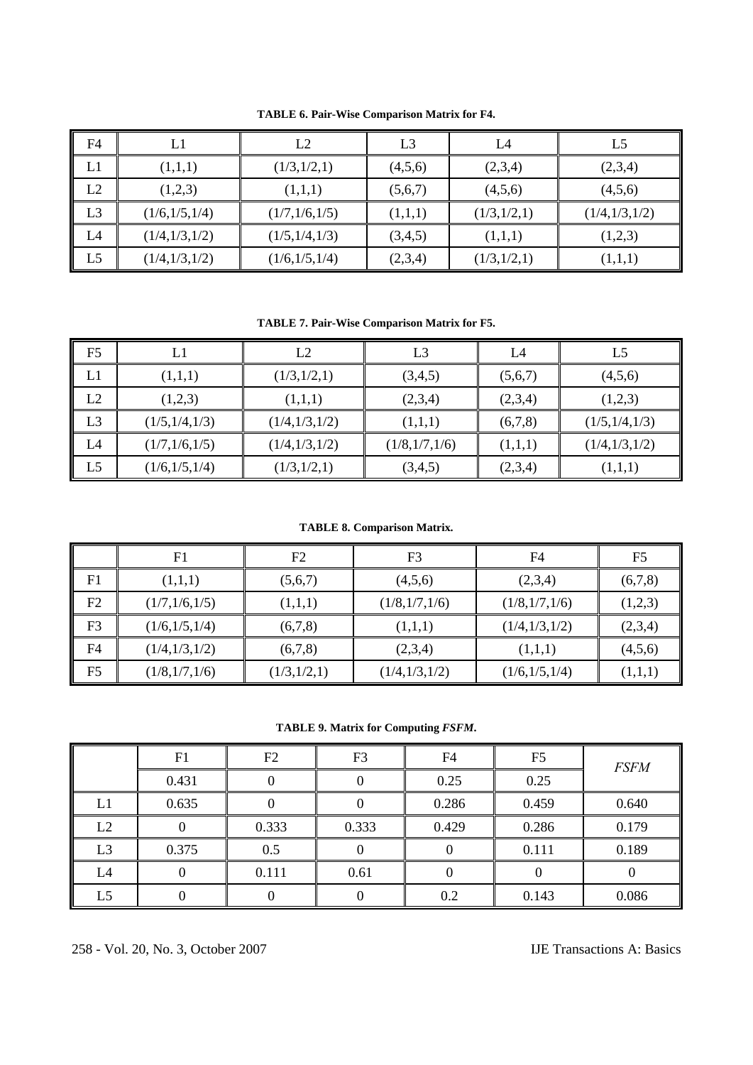**TABLE 6. Pair-Wise Comparison Matrix for F4.**

| F4 | L1 | L2 | L3 | L4 | L5 |
|---|---|---|---|---|---|
| L1 | (1,1,1) | (1/3,1/2,1) | (4,5,6) | (2,3,4) | (2,3,4) |
| L2 | (1,2,3) | (1,1,1) | (5,6,7) | (4,5,6) | (4,5,6) |
| L3 | (1/6,1/5,1/4) | (1/7,1/6,1/5) | (1,1,1) | (1/3,1/2,1) | (1/4,1/3,1/2) |
| L4 | (1/4,1/3,1/2) | (1/5,1/4,1/3) | (3,4,5) | (1,1,1) | (1,2,3) |
| L5 | (1/4,1/3,1/2) | (1/6,1/5,1/4) | (2,3,4) | (1/3,1/2,1) | (1,1,1) |

**TABLE 7. Pair-Wise Comparison Matrix for F5.**

| F5 | L1 | L2 | L3 | L4 | L5 |
|---|---|---|---|---|---|
| L1 | (1,1,1) | (1/3,1/2,1) | (3,4,5) | (5,6,7) | (4,5,6) |
| L2 | (1,2,3) | (1,1,1) | (2,3,4) | (2,3,4) | (1,2,3) |
| L3 | (1/5,1/4,1/3) | (1/4,1/3,1/2) | (1,1,1) | (6,7,8) | (1/5,1/4,1/3) |
| L4 | (1/7,1/6,1/5) | (1/4,1/3,1/2) | (1/8,1/7,1/6) | (1,1,1) | (1/4,1/3,1/2) |
| L5 | (1/6,1/5,1/4) | (1/3,1/2,1) | (3,4,5) | (2,3,4) | (1,1,1) |

**TABLE 8. Comparison Matrix.**

| | F1 | F2 | F3 | F4 | F5 |
|---|---|---|---|---|---|
| F1 | (1,1,1) | (5,6,7) | (4,5,6) | (2,3,4) | (6,7,8) |
| F2 | (1/7,1/6,1/5) | (1,1,1) | (1/8,1/7,1/6) | (1/8,1/7,1/6) | (1,2,3) |
| F3 | (1/6,1/5,1/4) | (6,7,8) | (1,1,1) | (1/4,1/3,1/2) | (2,3,4) |
| F4 | (1/4,1/3,1/2) | (6,7,8) | (2,3,4) | (1,1,1) | (4,5,6) |
| F5 | (1/8,1/7,1/6) | (1/3,1/2,1) | (1/4,1/3,1/2) | (1/6,1/5,1/4) | (1,1,1) |

**TABLE 9. Matrix for Computing *FSFM*.**

| | F1 | F2 | F3 | F4 | F5 | *FSFM* |
|---|---|---|---|---|---|---|
| | 0.431 | 0 | 0 | 0.25 | 0.25 | |
| L1 | 0.635 | 0 | 0 | 0.286 | 0.459 | 0.640 |
| L2 | 0 | 0.333 | 0.333 | 0.429 | 0.286 | 0.179 |
| L3 | 0.375 | 0.5 | 0 | 0 | 0.111 | 0.189 |
| L4 | 0 | 0.111 | 0.61 | 0 | 0 | 0 |
| L5 | 0 | 0 | 0 | 0.2 | 0.143 | 0.086 |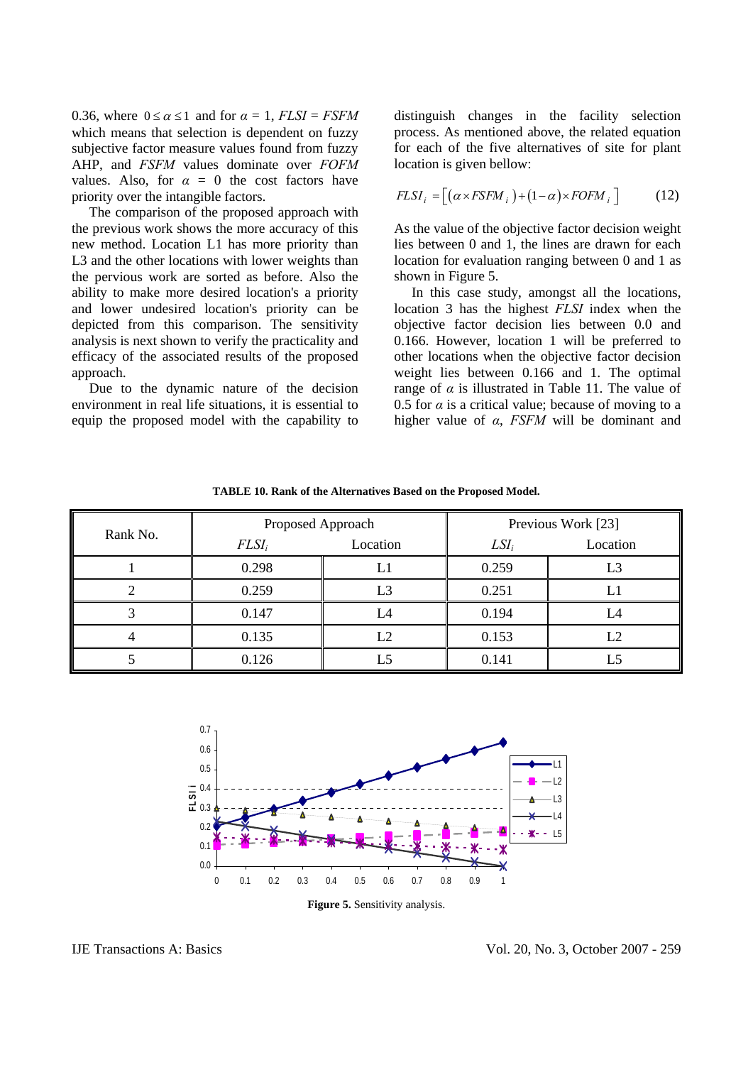0.36, where $0 \le \alpha \le 1$ and for $\alpha$ = 1, *FLSI* = *FSFM* which means that selection is dependent on fuzzy subjective factor measure values found from fuzzy AHP, and *FSFM* values dominate over *FOFM* values. Also, for $\alpha$ = 0 the cost factors have priority over the intangible factors.

The comparison of the proposed approach with the previous work shows the more accuracy of this new method. Location L1 has more priority than L3 and the other locations with lower weights than the pervious work are sorted as before. Also the ability to make more desired location's a priority and lower undesired location's priority can be depicted from this comparison. The sensitivity analysis is next shown to verify the practicality and efficacy of the associated results of the proposed approach.

Due to the dynamic nature of the decision environment in real life situations, it is essential to equip the proposed model with the capability to distinguish changes in the facility selection process. As mentioned above, the related equation for each of the five alternatives of site for plant location is given bellow:

$$FLSI_i = \left[ \left( \alpha \times FSFM_i \right) + \left( 1 - \alpha \right) \times FOFM_i \right] \tag{12}$$

As the value of the objective factor decision weight lies between 0 and 1, the lines are drawn for each location for evaluation ranging between 0 and 1 as shown in Figure 5.

In this case study, amongst all the locations, location 3 has the highest *FLSI* index when the objective factor decision lies between 0.0 and 0.166. However, location 1 will be preferred to other locations when the objective factor decision weight lies between 0.166 and 1. The optimal range of $\alpha$ is illustrated in Table 11. The value of 0.5 for $\alpha$ is a critical value; because of moving to a higher value of $\alpha$, *FSFM* will be dominant and

**TABLE 10. Rank of the Alternatives Based on the Proposed Model.**

| Rank No. | Proposed Approach | | Previous Work [23] | |
|---|---|---|---|---|
| | $FLSI_i$ | Location | $LSI_i$ | Location |
| 1 | 0.298 | L1 | 0.259 | L3 |
| 2 | 0.259 | L3 | 0.251 | L1 |
| 3 | 0.147 | L4 | 0.194 | L4 |
| 4 | 0.135 | L2 | 0.153 | L2 |
| 5 | 0.126 | L5 | 0.141 | L5 |

**Figure 5.** Sensitivity analysis.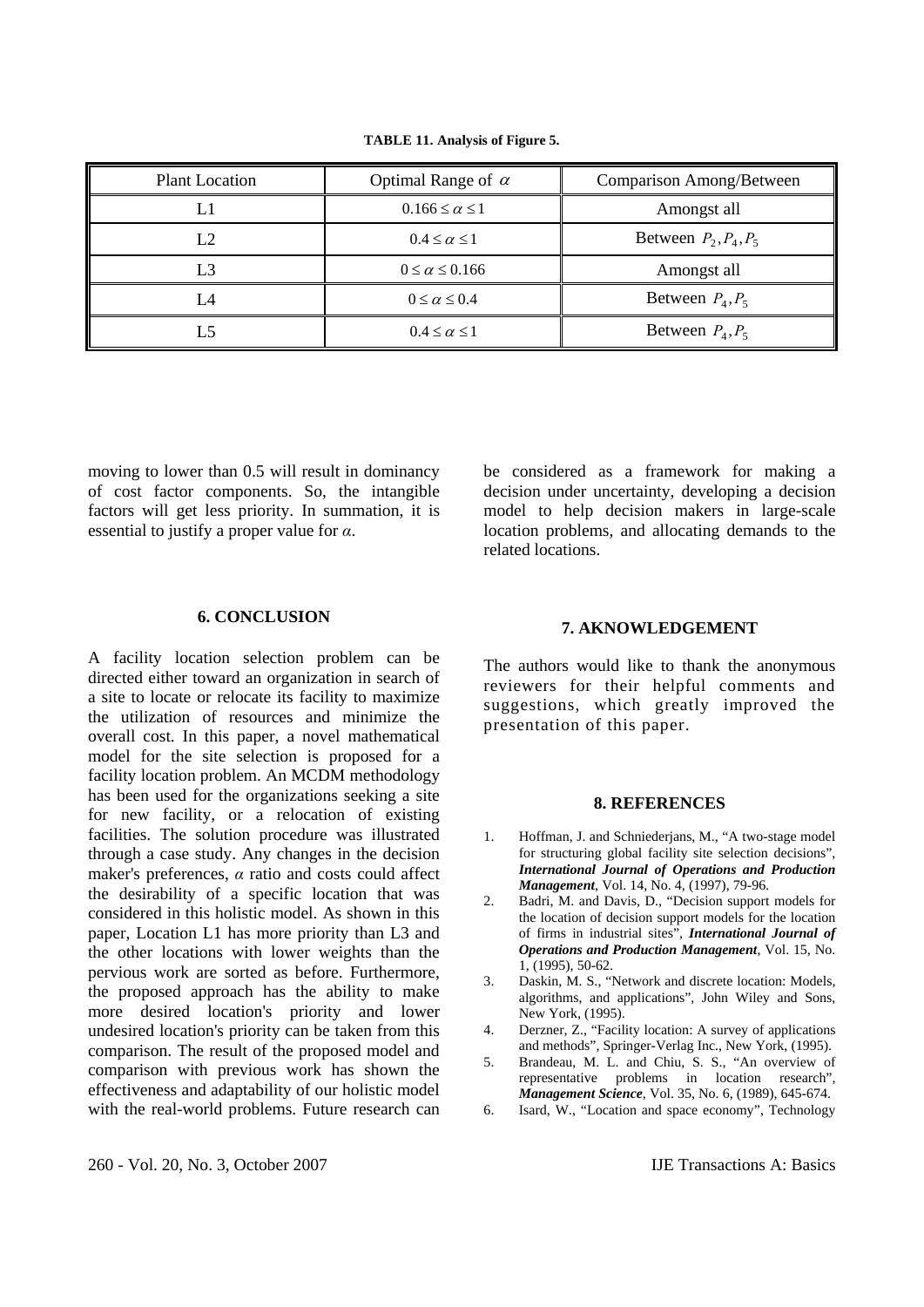**TABLE 11. Analysis of Figure 5.**

| Plant Location | Optimal Range of $\alpha$ | Comparison Among/Between |
|---|---|---|
| L1 | $0.166 \le \alpha \le 1$ | Amongst all |
| L2 | $0.4 \le \alpha \le 1$ | Between $P_2, P_4, P_5$ |
| L3 | $0 \le \alpha \le 0.166$ | Amongst all |
| L4 | $0 \le \alpha \le 0.4$ | Between $P_4, P_5$ |
| L5 | $0.4 \le \alpha \le 1$ | Between $P_4, P_5$ |

moving to lower than 0.5 will result in dominancy of cost factor components. So, the intangible factors will get less priority. In summation, it is essential to justify a proper value for $\alpha$.

## 6. CONCLUSION

A facility location selection problem can be directed either toward an organization in search of a site to locate or relocate its facility to maximize the utilization of resources and minimize the overall cost. In this paper, a novel mathematical model for the site selection is proposed for a facility location problem. An MCDM methodology has been used for the organizations seeking a site for new facility, or a relocation of existing facilities. The solution procedure was illustrated through a case study. Any changes in the decision maker's preferences, $\alpha$ ratio and costs could affect the desirability of a specific location that was considered in this holistic model. As shown in this paper, Location L1 has more priority than L3 and the other locations with lower weights than the pervious work are sorted as before. Furthermore, the proposed approach has the ability to make more desired location's priority and lower undesired location's priority can be taken from this comparison. The result of the proposed model and comparison with previous work has shown the effectiveness and adaptability of our holistic model with the real-world problems. Future research can be considered as a framework for making a decision under uncertainty, developing a decision model to help decision makers in large-scale location problems, and allocating demands to the related locations.

## 7. AKNOWLEDGEMENT

The authors would like to thank the anonymous reviewers for their helpful comments and suggestions, which greatly improved the presentation of this paper.

## 8. REFERENCES

1. Hoffman, J. and Schniederjans, M., "A two-stage model for structuring global facility site selection decisions", ***International Journal of Operations and Production Management***, Vol. 14, No. 4, (1997), 79-96.
2. Badri, M. and Davis, D., "Decision support models for the location of decision support models for the location of firms in industrial sites", ***International Journal of Operations and Production Management***, Vol. 15, No. 1, (1995), 50-62.
3. Daskin, M. S., "Network and discrete location: Models, algorithms, and applications", John Wiley and Sons, New York, (1995).
4. Derzner, Z., "Facility location: A survey of applications and methods", Springer-Verlag Inc., New York, (1995).
5. Brandeau, M. L. and Chiu, S. S., "An overview of representative problems in location research", ***Management Science***, Vol. 35, No. 6, (1989), 645-674.
6. Isard, W., "Location and space economy", Technology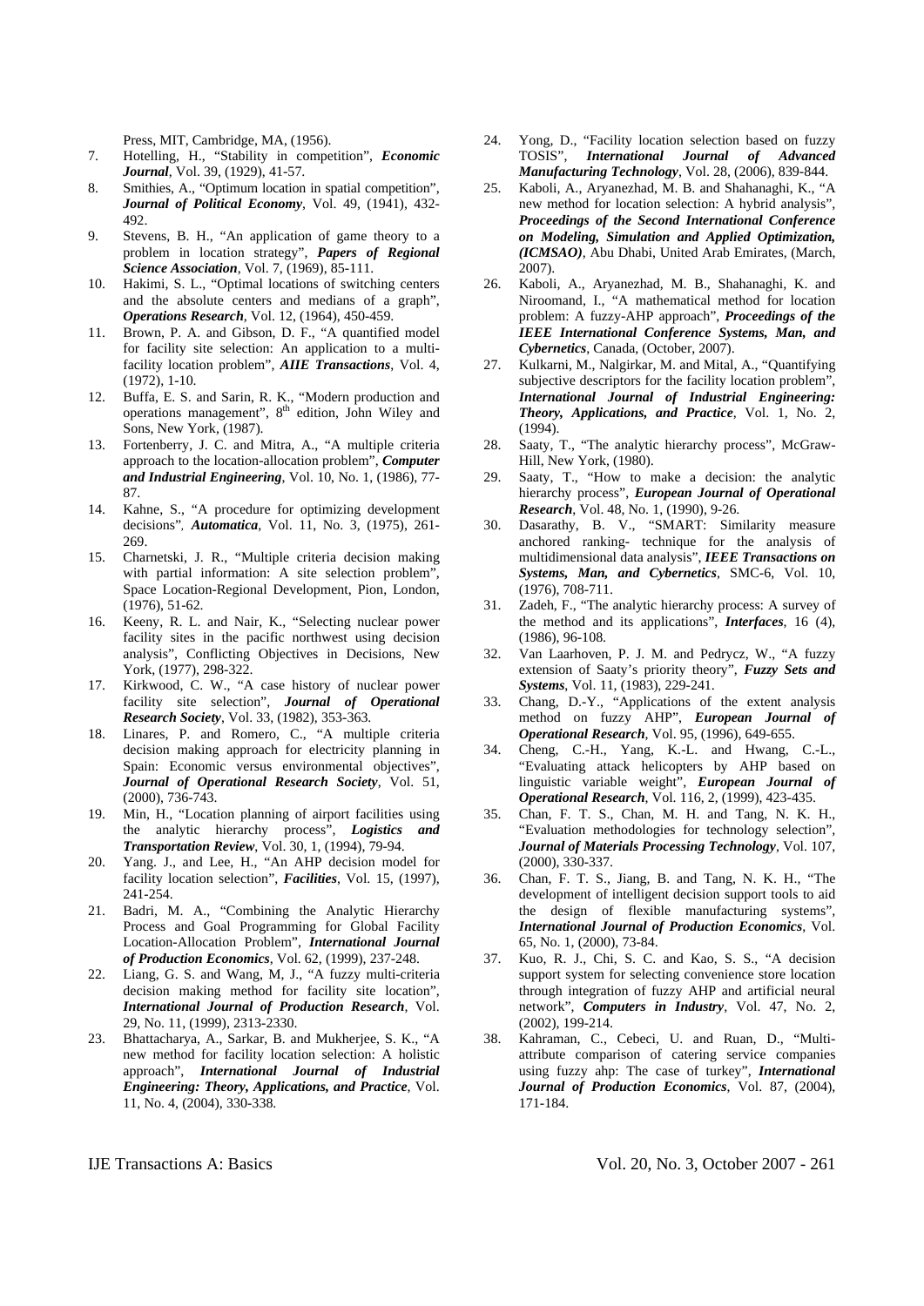Press, MIT, Cambridge, MA, (1956).

7. Hotelling, H., "Stability in competition", ***Economic Journal***, Vol. 39, (1929), 41-57.
8. Smithies, A., "Optimum location in spatial competition", ***Journal of Political Economy***, Vol. 49, (1941), 432-492.
9. Stevens, B. H., "An application of game theory to a problem in location strategy", ***Papers of Regional Science Association***, Vol. 7, (1969), 85-111.
10. Hakimi, S. L., "Optimal locations of switching centers and the absolute centers and medians of a graph", ***Operations Research***, Vol. 12, (1964), 450-459.
11. Brown, P. A. and Gibson, D. F., "A quantified model for facility site selection: An application to a multi-facility location problem", ***AIIE Transactions***, Vol. 4, (1972), 1-10.
12. Buffa, E. S. and Sarin, R. K., "Modern production and operations management", 8th edition, John Wiley and Sons, New York, (1987).
13. Fortenberry, J. C. and Mitra, A., "A multiple criteria approach to the location-allocation problem", ***Computer and Industrial Engineering***, Vol. 10, No. 1, (1986), 77-87.
14. Kahne, S., "A procedure for optimizing development decisions", ***Automatica***, Vol. 11, No. 3, (1975), 261-269.
15. Charnetski, J. R., "Multiple criteria decision making with partial information: A site selection problem", Space Location-Regional Development, Pion, London, (1976), 51-62.
16. Keeny, R. L. and Nair, K., "Selecting nuclear power facility sites in the pacific northwest using decision analysis", Conflicting Objectives in Decisions, New York, (1977), 298-322.
17. Kirkwood, C. W., "A case history of nuclear power facility site selection", ***Journal of Operational Research Society***, Vol. 33, (1982), 353-363.
18. Linares, P. and Romero, C., "A multiple criteria decision making approach for electricity planning in Spain: Economic versus environmental objectives", ***Journal of Operational Research Society***, Vol. 51, (2000), 736-743.
19. Min, H., "Location planning of airport facilities using the analytic hierarchy process", ***Logistics and Transportation Review***, Vol. 30, 1, (1994), 79-94.
20. Yang. J., and Lee, H., "An AHP decision model for facility location selection", ***Facilities***, Vol. 15, (1997), 241-254.
21. Badri, M. A., "Combining the Analytic Hierarchy Process and Goal Programming for Global Facility Location-Allocation Problem", ***International Journal of Production Economics***, Vol. 62, (1999), 237-248.
22. Liang, G. S. and Wang, M, J., "A fuzzy multi-criteria decision making method for facility site location", ***International Journal of Production Research***, Vol. 29, No. 11, (1999), 2313-2330.
23. Bhattacharya, A., Sarkar, B. and Mukherjee, S. K., "A new method for facility location selection: A holistic approach", ***International Journal of Industrial Engineering: Theory, Applications, and Practice***, Vol. 11, No. 4, (2004), 330-338.
24. Yong, D., "Facility location selection based on fuzzy TOSIS", ***International Journal of Advanced Manufacturing Technology***, Vol. 28, (2006), 839-844.
25. Kaboli, A., Aryanezhad, M. B. and Shahanaghi, K., "A new method for location selection: A hybrid analysis", ***Proceedings of the Second International Conference on Modeling, Simulation and Applied Optimization, (ICMSAO)***, Abu Dhabi, United Arab Emirates, (March, 2007).
26. Kaboli, A., Aryanezhad, M. B., Shahanaghi, K. and Niroomand, I., "A mathematical method for location problem: A fuzzy-AHP approach", ***Proceedings of the IEEE International Conference Systems, Man, and Cybernetics***, Canada, (October, 2007).
27. Kulkarni, M., Nalgirkar, M. and Mital, A., "Quantifying subjective descriptors for the facility location problem", ***International Journal of Industrial Engineering: Theory, Applications, and Practice***, Vol. 1, No. 2, (1994).
28. Saaty, T., "The analytic hierarchy process", McGraw-Hill, New York, (1980).
29. Saaty, T., "How to make a decision: the analytic hierarchy process", ***European Journal of Operational Research***, Vol. 48, No. 1, (1990), 9-26.
30. Dasarathy, B. V., "SMART: Similarity measure anchored ranking- technique for the analysis of multidimensional data analysis", ***IEEE Transactions on Systems, Man, and Cybernetics***, SMC-6, Vol. 10, (1976), 708-711.
31. Zadeh, F., "The analytic hierarchy process: A survey of the method and its applications", ***Interfaces***, 16 (4), (1986), 96-108.
32. Van Laarhoven, P. J. M. and Pedrycz, W., "A fuzzy extension of Saaty's priority theory", ***Fuzzy Sets and Systems***, Vol. 11, (1983), 229-241.
33. Chang, D.-Y., "Applications of the extent analysis method on fuzzy AHP", ***European Journal of Operational Research***, Vol. 95, (1996), 649-655.
34. Cheng, C.-H., Yang, K.-L. and Hwang, C.-L., "Evaluating attack helicopters by AHP based on linguistic variable weight", ***European Journal of Operational Research***, Vol. 116, 2, (1999), 423-435.
35. Chan, F. T. S., Chan, M. H. and Tang, N. K. H., "Evaluation methodologies for technology selection", ***Journal of Materials Processing Technology***, Vol. 107, (2000), 330-337.
36. Chan, F. T. S., Jiang, B. and Tang, N. K. H., "The development of intelligent decision support tools to aid the design of flexible manufacturing systems", ***International Journal of Production Economics***, Vol. 65, No. 1, (2000), 73-84.
37. Kuo, R. J., Chi, S. C. and Kao, S. S., "A decision support system for selecting convenience store location through integration of fuzzy AHP and artificial neural network", ***Computers in Industry***, Vol. 47, No. 2, (2002), 199-214.
38. Kahraman, C., Cebeci, U. and Ruan, D., "Multi-attribute comparison of catering service companies using fuzzy ahp: The case of turkey", ***International Journal of Production Economics***, Vol. 87, (2004), 171-184.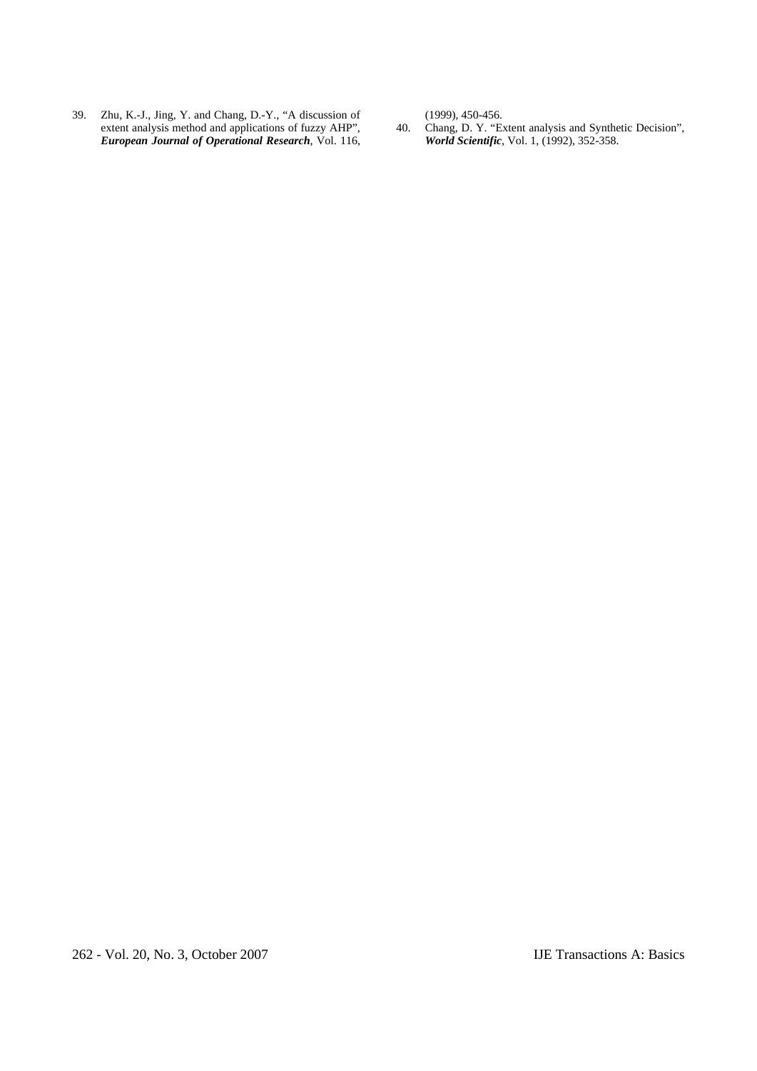39. Zhu, K.-J., Jing, Y. and Chang, D.-Y., "A discussion of extent analysis method and applications of fuzzy AHP", ***European Journal of Operational Research***, Vol. 116, (1999), 450-456.
40. Chang, D. Y. "Extent analysis and Synthetic Decision", ***World Scientific***, Vol. 1, (1992), 352-358.